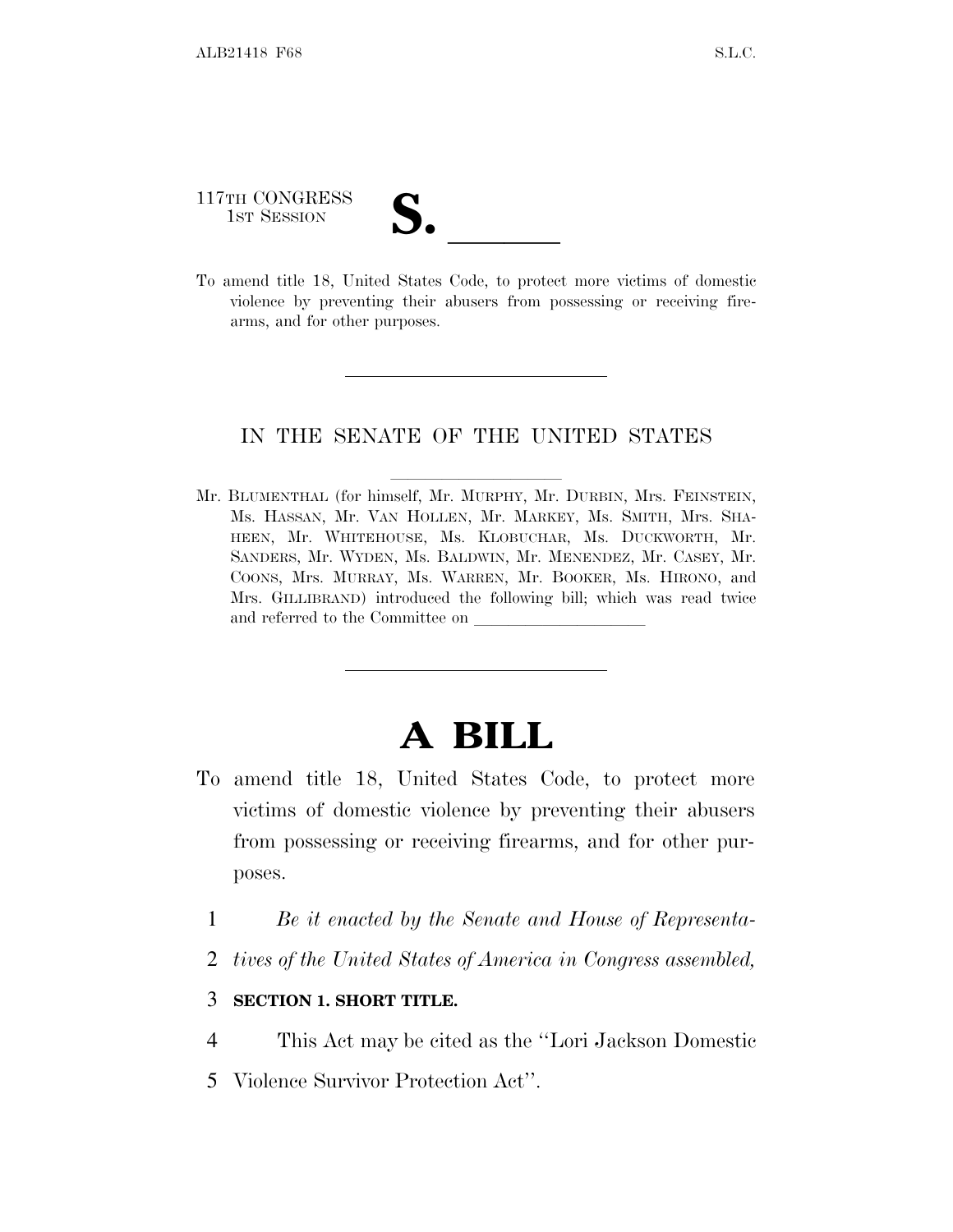117TH CONGRESS
1ST SESSION

**S. \_\_\_\_\_\_**

To amend title 18, United States Code, to protect more victims of domestic violence by preventing their abusers from possessing or receiving firearms, and for other purposes.

---

IN THE SENATE OF THE UNITED STATES

Mr. BLUMENTHAL (for himself, Mr. MURPHY, Mr. DURBIN, Mrs. FEINSTEIN, Ms. HASSAN, Mr. VAN HOLLEN, Mr. MARKEY, Ms. SMITH, Mrs. SHAHEEN, Mr. WHITEHOUSE, Ms. KLOBUCHAR, Ms. DUCKWORTH, Mr. SANDERS, Mr. WYDEN, Ms. BALDWIN, Mr. MENENDEZ, Mr. CASEY, Mr. COONS, Mrs. MURRAY, Ms. WARREN, Mr. BOOKER, Ms. HIRONO, and Mrs. GILLIBRAND) introduced the following bill; which was read twice and referred to the Committee on \_\_\_\_\_\_\_\_\_\_\_\_\_\_\_\_\_\_\_\_

---

# A BILL

To amend title 18, United States Code, to protect more victims of domestic violence by preventing their abusers from possessing or receiving firearms, and for other purposes.

1 *Be it enacted by the Senate and House of Representa-*
2 *tives of the United States of America in Congress assembled,*

3 **SECTION 1. SHORT TITLE.**

4 This Act may be cited as the ''Lori Jackson Domestic
5 Violence Survivor Protection Act''.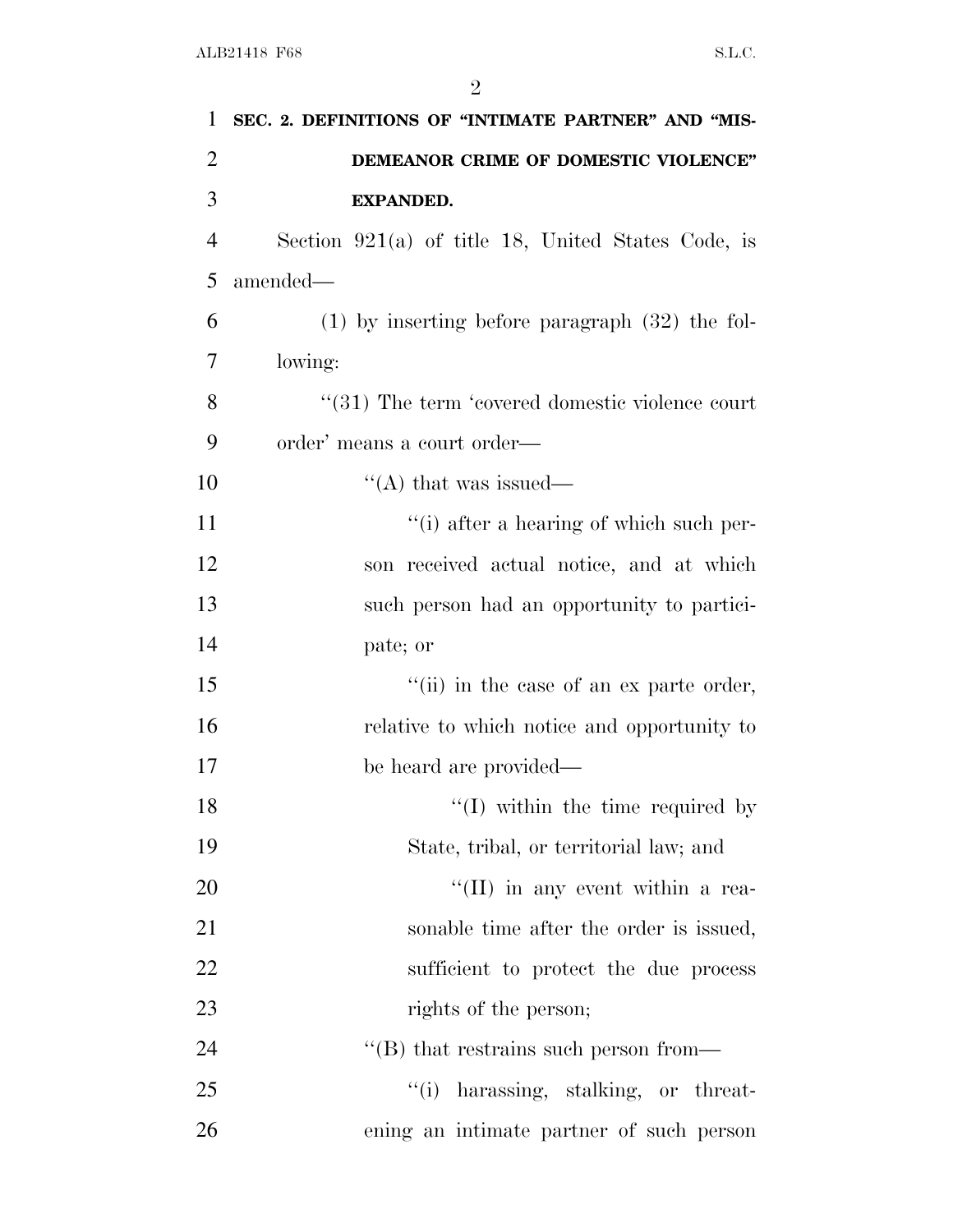**SEC. 2. DEFINITIONS OF "INTIMATE PARTNER" AND "MISDEMEANOR CRIME OF DOMESTIC VIOLENCE" EXPANDED.**

Section 921(a) of title 18, United States Code, is amended—

(1) by inserting before paragraph (32) the following:

"(31) The term 'covered domestic violence court order' means a court order—

"(A) that was issued—

"(i) after a hearing of which such person received actual notice, and at which such person had an opportunity to participate; or

"(ii) in the case of an ex parte order, relative to which notice and opportunity to be heard are provided—

"(I) within the time required by State, tribal, or territorial law; and

"(II) in any event within a reasonable time after the order is issued, sufficient to protect the due process rights of the person;

"(B) that restrains such person from—

"(i) harassing, stalking, or threatening an intimate partner of such person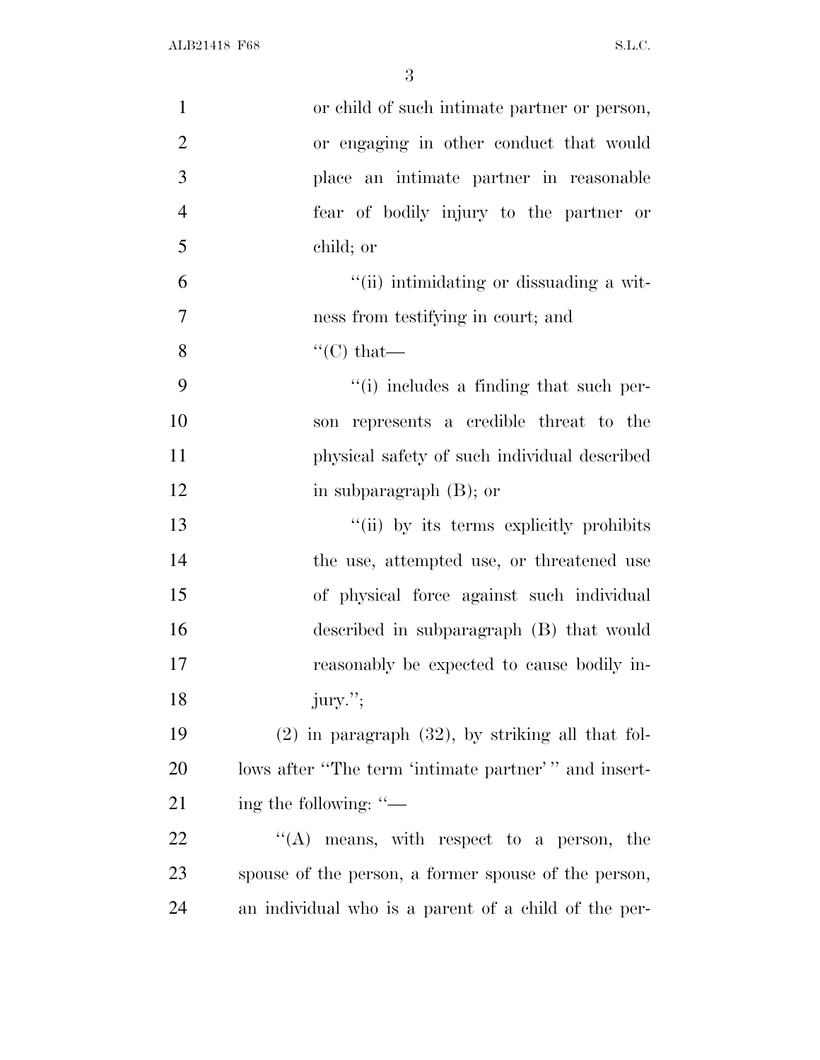or child of such intimate partner or person, or engaging in other conduct that would place an intimate partner in reasonable fear of bodily injury to the partner or child; or

"(ii) intimidating or dissuading a witness from testifying in court; and

"(C) that—

"(i) includes a finding that such person represents a credible threat to the physical safety of such individual described in subparagraph (B); or

"(ii) by its terms explicitly prohibits the use, attempted use, or threatened use of physical force against such individual described in subparagraph (B) that would reasonably be expected to cause bodily injury.";

(2) in paragraph (32), by striking all that follows after "The term 'intimate partner' " and inserting the following: "—

"(A) means, with respect to a person, the spouse of the person, a former spouse of the person, an individual who is a parent of a child of the per-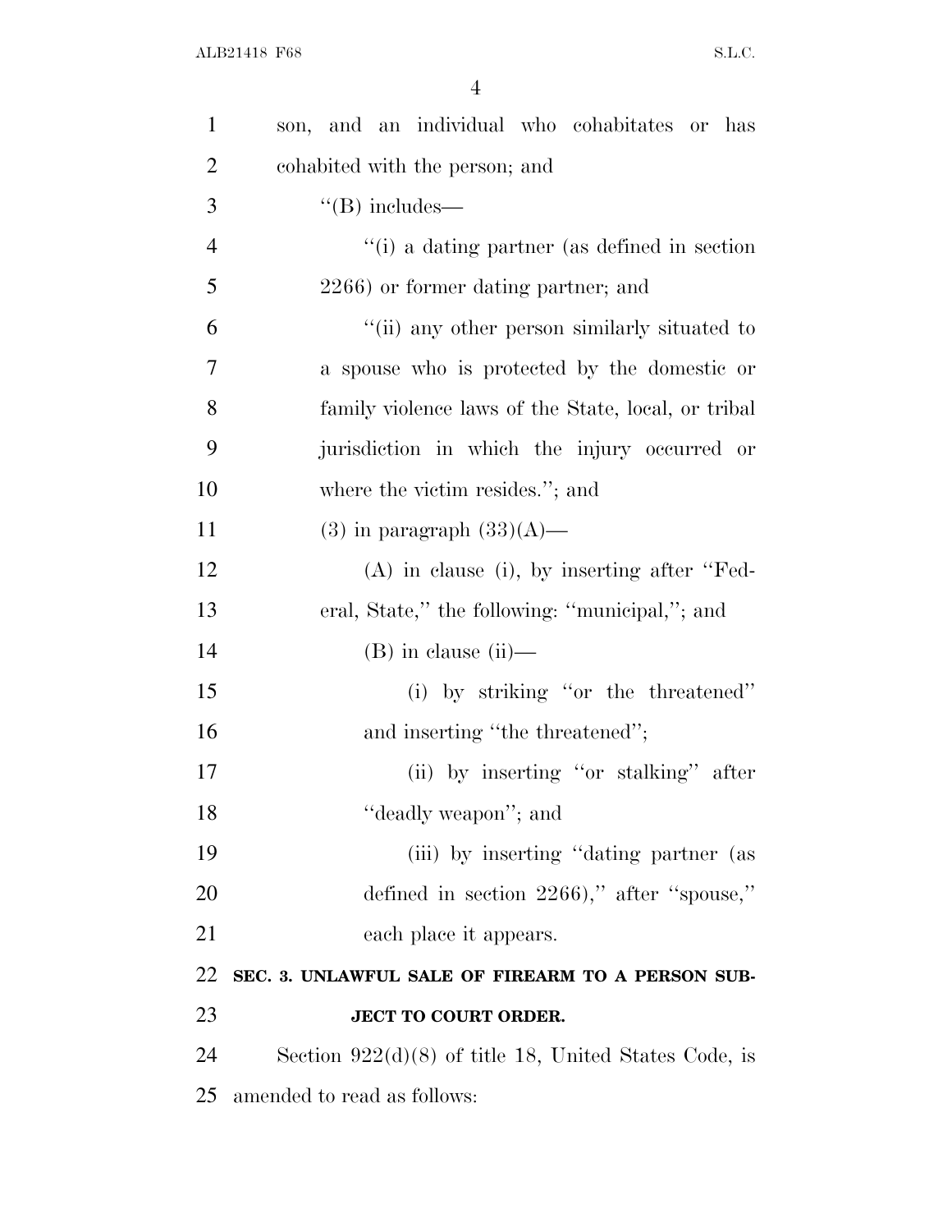son, and an individual who cohabitates or has cohabited with the person; and

"(B) includes—

"(i) a dating partner (as defined in section 2266) or former dating partner; and

"(ii) any other person similarly situated to a spouse who is protected by the domestic or family violence laws of the State, local, or tribal jurisdiction in which the injury occurred or where the victim resides."; and

(3) in paragraph (33)(A)—

(A) in clause (i), by inserting after "Federal, State," the following: "municipal,"; and

(B) in clause (ii)—

(i) by striking "or the threatened" and inserting "the threatened";

(ii) by inserting "or stalking" after "deadly weapon"; and

(iii) by inserting "dating partner (as defined in section 2266)," after "spouse," each place it appears.

**SEC. 3. UNLAWFUL SALE OF FIREARM TO A PERSON SUBJECT TO COURT ORDER.**

Section 922(d)(8) of title 18, United States Code, is amended to read as follows: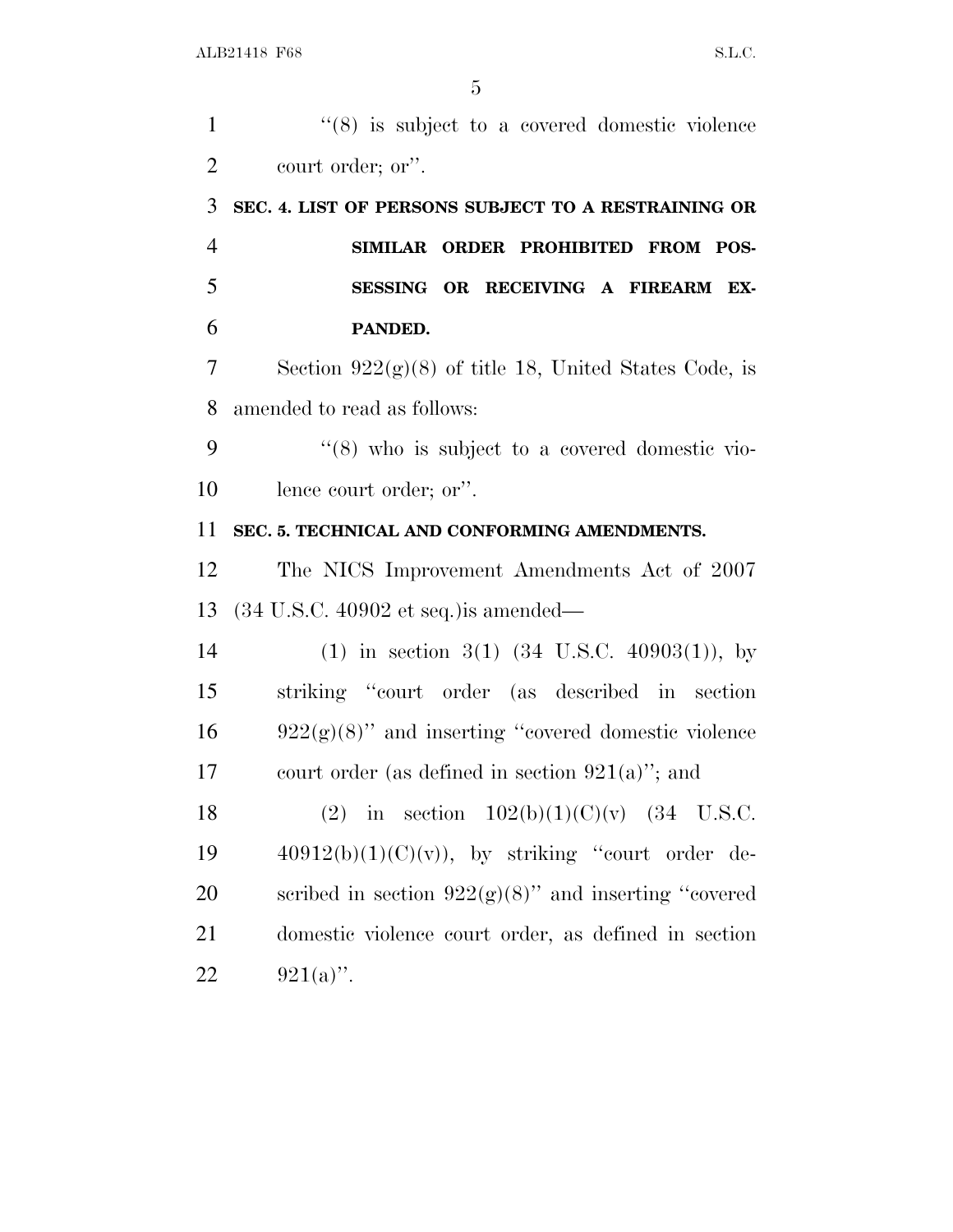"(8) is subject to a covered domestic violence court order; or".

**SEC. 4. LIST OF PERSONS SUBJECT TO A RESTRAINING OR SIMILAR ORDER PROHIBITED FROM POSSESSING OR RECEIVING A FIREARM EXPANDED.**

Section 922(g)(8) of title 18, United States Code, is amended to read as follows:

"(8) who is subject to a covered domestic violence court order; or".

**SEC. 5. TECHNICAL AND CONFORMING AMENDMENTS.**

The NICS Improvement Amendments Act of 2007 (34 U.S.C. 40902 et seq.)is amended—

(1) in section 3(1) (34 U.S.C. 40903(1)), by striking "court order (as described in section 922(g)(8)" and inserting "covered domestic violence court order (as defined in section 921(a)"; and

(2) in section 102(b)(1)(C)(v) (34 U.S.C. 40912(b)(1)(C)(v)), by striking "court order described in section 922(g)(8)" and inserting "covered domestic violence court order, as defined in section 921(a)".